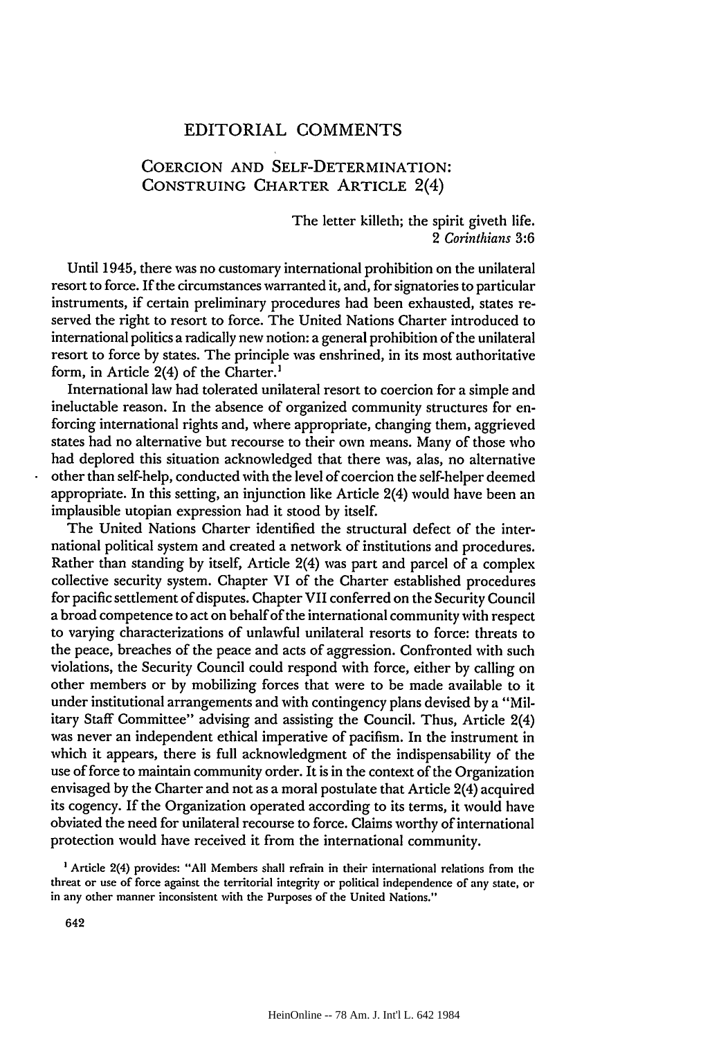# EDITORIAL COMMENTS

## COERCION AND SELF-DETERMINATION: CONSTRUING CHARTER ARTICLE 2(4)

> The letter killeth; the spirit giveth life.
> 2 *Corinthians* 3:6

Until 1945, there was no customary international prohibition on the unilateral resort to force. If the circumstances warranted it, and, for signatories to particular instruments, if certain preliminary procedures had been exhausted, states reserved the right to resort to force. The United Nations Charter introduced to international politics a radically new notion: a general prohibition of the unilateral resort to force by states. The principle was enshrined, in its most authoritative form, in Article 2(4) of the Charter.[1]

International law had tolerated unilateral resort to coercion for a simple and ineluctable reason. In the absence of organized community structures for enforcing international rights and, where appropriate, changing them, aggrieved states had no alternative but recourse to their own means. Many of those who had deplored this situation acknowledged that there was, alas, no alternative other than self-help, conducted with the level of coercion the self-helper deemed appropriate. In this setting, an injunction like Article 2(4) would have been an implausible utopian expression had it stood by itself.

The United Nations Charter identified the structural defect of the international political system and created a network of institutions and procedures. Rather than standing by itself, Article 2(4) was part and parcel of a complex collective security system. Chapter VI of the Charter established procedures for pacific settlement of disputes. Chapter VII conferred on the Security Council a broad competence to act on behalf of the international community with respect to varying characterizations of unlawful unilateral resorts to force: threats to the peace, breaches of the peace and acts of aggression. Confronted with such violations, the Security Council could respond with force, either by calling on other members or by mobilizing forces that were to be made available to it under institutional arrangements and with contingency plans devised by a "Military Staff Committee" advising and assisting the Council. Thus, Article 2(4) was never an independent ethical imperative of pacifism. In the instrument in which it appears, there is full acknowledgment of the indispensability of the use of force to maintain community order. It is in the context of the Organization envisaged by the Charter and not as a moral postulate that Article 2(4) acquired its cogency. If the Organization operated according to its terms, it would have obviated the need for unilateral recourse to force. Claims worthy of international protection would have received it from the international community.

[1] Article 2(4) provides: "All Members shall refrain in their international relations from the threat or use of force against the territorial integrity or political independence of any state, or in any other manner inconsistent with the Purposes of the United Nations."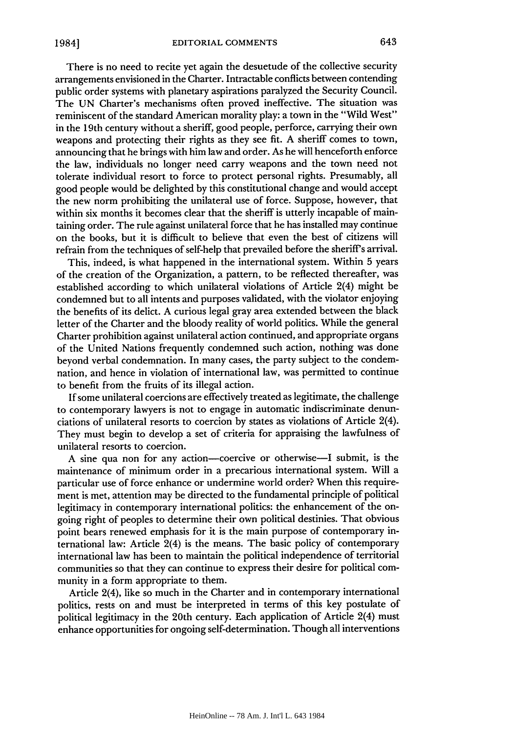There is no need to recite yet again the desuetude of the collective security arrangements envisioned in the Charter. Intractable conflicts between contending public order systems with planetary aspirations paralyzed the Security Council. The UN Charter's mechanisms often proved ineffective. The situation was reminiscent of the standard American morality play: a town in the "Wild West" in the 19th century without a sheriff, good people, perforce, carrying their own weapons and protecting their rights as they see fit. A sheriff comes to town, announcing that he brings with him law and order. As he will henceforth enforce the law, individuals no longer need carry weapons and the town need not tolerate individual resort to force to protect personal rights. Presumably, all good people would be delighted by this constitutional change and would accept the new norm prohibiting the unilateral use of force. Suppose, however, that within six months it becomes clear that the sheriff is utterly incapable of maintaining order. The rule against unilateral force that he has installed may continue on the books, but it is difficult to believe that even the best of citizens will refrain from the techniques of self-help that prevailed before the sheriff's arrival.

This, indeed, is what happened in the international system. Within 5 years of the creation of the Organization, a pattern, to be reflected thereafter, was established according to which unilateral violations of Article 2(4) might be condemned but to all intents and purposes validated, with the violator enjoying the benefits of its delict. A curious legal gray area extended between the black letter of the Charter and the bloody reality of world politics. While the general Charter prohibition against unilateral action continued, and appropriate organs of the United Nations frequently condemned such action, nothing was done beyond verbal condemnation. In many cases, the party subject to the condemnation, and hence in violation of international law, was permitted to continue to benefit from the fruits of its illegal action.

If some unilateral coercions are effectively treated as legitimate, the challenge to contemporary lawyers is not to engage in automatic indiscriminate denunciations of unilateral resorts to coercion by states as violations of Article 2(4). They must begin to develop a set of criteria for appraising the lawfulness of unilateral resorts to coercion.

A sine qua non for any action—coercive or otherwise—I submit, is the maintenance of minimum order in a precarious international system. Will a particular use of force enhance or undermine world order? When this requirement is met, attention may be directed to the fundamental principle of political legitimacy in contemporary international politics: the enhancement of the ongoing right of peoples to determine their own political destinies. That obvious point bears renewed emphasis for it is the main purpose of contemporary international law: Article 2(4) is the means. The basic policy of contemporary international law has been to maintain the political independence of territorial communities so that they can continue to express their desire for political community in a form appropriate to them.

Article 2(4), like so much in the Charter and in contemporary international politics, rests on and must be interpreted in terms of this key postulate of political legitimacy in the 20th century. Each application of Article 2(4) must enhance opportunities for ongoing self-determination. Though all interventions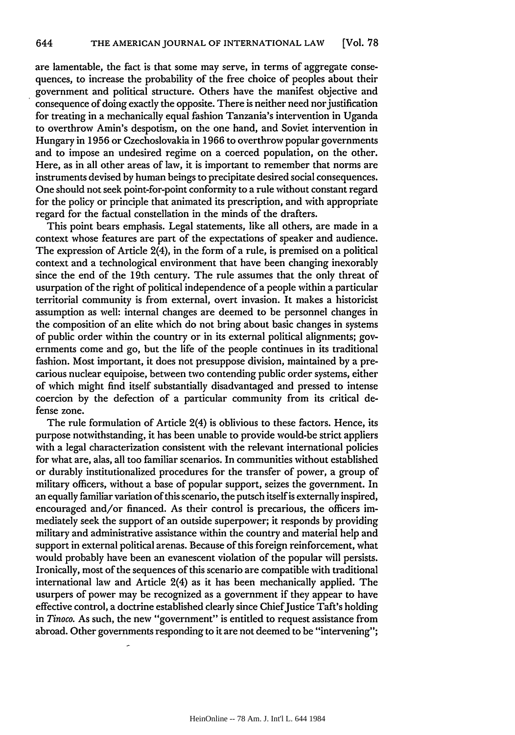are lamentable, the fact is that some may serve, in terms of aggregate consequences, to increase the probability of the free choice of peoples about their government and political structure. Others have the manifest objective and consequence of doing exactly the opposite. There is neither need nor justification for treating in a mechanically equal fashion Tanzania's intervention in Uganda to overthrow Amin's despotism, on the one hand, and Soviet intervention in Hungary in 1956 or Czechoslovakia in 1966 to overthrow popular governments and to impose an undesired regime on a coerced population, on the other. Here, as in all other areas of law, it is important to remember that norms are instruments devised by human beings to precipitate desired social consequences. One should not seek point-for-point conformity to a rule without constant regard for the policy or principle that animated its prescription, and with appropriate regard for the factual constellation in the minds of the drafters.

This point bears emphasis. Legal statements, like all others, are made in a context whose features are part of the expectations of speaker and audience. The expression of Article 2(4), in the form of a rule, is premised on a political context and a technological environment that have been changing inexorably since the end of the 19th century. The rule assumes that the only threat of usurpation of the right of political independence of a people within a particular territorial community is from external, overt invasion. It makes a historicist assumption as well: internal changes are deemed to be personnel changes in the composition of an elite which do not bring about basic changes in systems of public order within the country or in its external political alignments; governments come and go, but the life of the people continues in its traditional fashion. Most important, it does not presuppose division, maintained by a precarious nuclear equipoise, between two contending public order systems, either of which might find itself substantially disadvantaged and pressed to intense coercion by the defection of a particular community from its critical defense zone.

The rule formulation of Article 2(4) is oblivious to these factors. Hence, its purpose notwithstanding, it has been unable to provide would-be strict appliers with a legal characterization consistent with the relevant international policies for what are, alas, all too familiar scenarios. In communities without established or durably institutionalized procedures for the transfer of power, a group of military officers, without a base of popular support, seizes the government. In an equally familiar variation of this scenario, the putsch itself is externally inspired, encouraged and/or financed. As their control is precarious, the officers immediately seek the support of an outside superpower; it responds by providing military and administrative assistance within the country and material help and support in external political arenas. Because of this foreign reinforcement, what would probably have been an evanescent violation of the popular will persists. Ironically, most of the sequences of this scenario are compatible with traditional international law and Article 2(4) as it has been mechanically applied. The usurpers of power may be recognized as a government if they appear to have effective control, a doctrine established clearly since Chief Justice Taft's holding in *Tinoco*. As such, the new "government" is entitled to request assistance from abroad. Other governments responding to it are not deemed to be "intervening";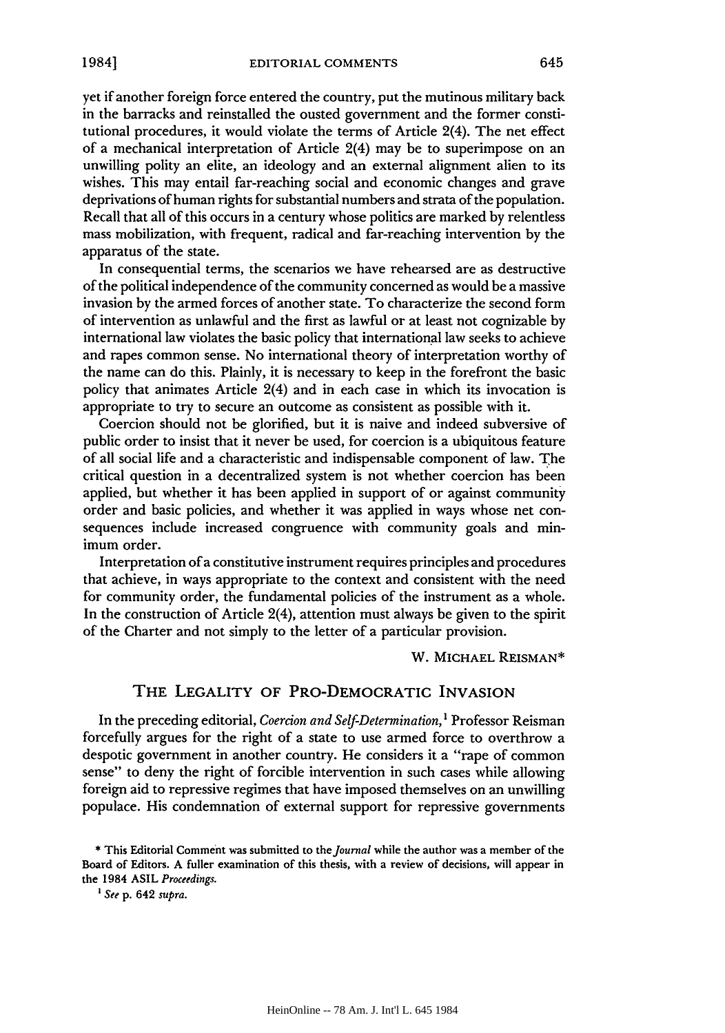yet if another foreign force entered the country, put the mutinous military back in the barracks and reinstalled the ousted government and the former constitutional procedures, it would violate the terms of Article 2(4). The net effect of a mechanical interpretation of Article 2(4) may be to superimpose on an unwilling polity an elite, an ideology and an external alignment alien to its wishes. This may entail far-reaching social and economic changes and grave deprivations of human rights for substantial numbers and strata of the population. Recall that all of this occurs in a century whose politics are marked by relentless mass mobilization, with frequent, radical and far-reaching intervention by the apparatus of the state.

In consequential terms, the scenarios we have rehearsed are as destructive of the political independence of the community concerned as would be a massive invasion by the armed forces of another state. To characterize the second form of intervention as unlawful and the first as lawful or at least not cognizable by international law violates the basic policy that international law seeks to achieve and rapes common sense. No international theory of interpretation worthy of the name can do this. Plainly, it is necessary to keep in the forefront the basic policy that animates Article 2(4) and in each case in which its invocation is appropriate to try to secure an outcome as consistent as possible with it.

Coercion should not be glorified, but it is naive and indeed subversive of public order to insist that it never be used, for coercion is a ubiquitous feature of all social life and a characteristic and indispensable component of law. The critical question in a decentralized system is not whether coercion has been applied, but whether it has been applied in support of or against community order and basic policies, and whether it was applied in ways whose net consequences include increased congruence with community goals and minimum order.

Interpretation of a constitutive instrument requires principles and procedures that achieve, in ways appropriate to the context and consistent with the need for community order, the fundamental policies of the instrument as a whole. In the construction of Article 2(4), attention must always be given to the spirit of the Charter and not simply to the letter of a particular provision.

W. MICHAEL REISMAN*

## THE LEGALITY OF PRO-DEMOCRATIC INVASION

In the preceding editorial, *Coercion and Self-Determination*,[1] Professor Reisman forcefully argues for the right of a state to use armed force to overthrow a despotic government in another country. He considers it a "rape of common sense" to deny the right of forcible intervention in such cases while allowing foreign aid to repressive regimes that have imposed themselves on an unwilling populace. His condemnation of external support for repressive governments

\* This Editorial Comment was submitted to the *Journal* while the author was a member of the Board of Editors. A fuller examination of this thesis, with a review of decisions, will appear in the 1984 ASIL *Proceedings*.

[1] *See* p. 642 *supra*.